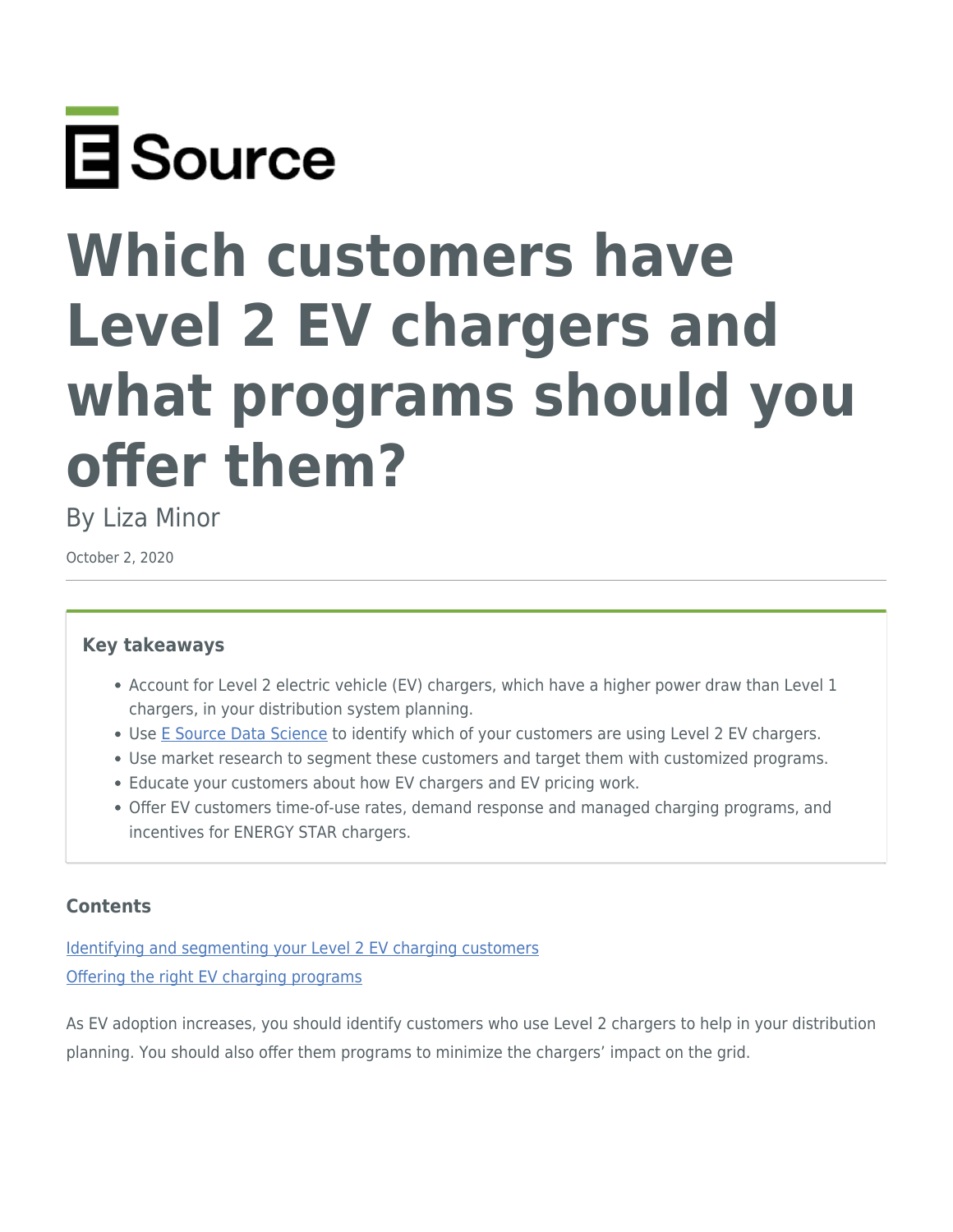E Source

# Which customers have Level 2 EV chargers and what programs should you offer them?

By Liza Minor

October 2, 2020

---

**Key takeaways**

- Account for Level 2 electric vehicle (EV) chargers, which have a higher power draw than Level 1 chargers, in your distribution system planning.
- Use E Source Data Science to identify which of your customers are using Level 2 EV chargers.
- Use market research to segment these customers and target them with customized programs.
- Educate your customers about how EV chargers and EV pricing work.
- Offer EV customers time-of-use rates, demand response and managed charging programs, and incentives for ENERGY STAR chargers.

**Contents**

Identifying and segmenting your Level 2 EV charging customers

Offering the right EV charging programs

As EV adoption increases, you should identify customers who use Level 2 chargers to help in your distribution planning. You should also offer them programs to minimize the chargers' impact on the grid.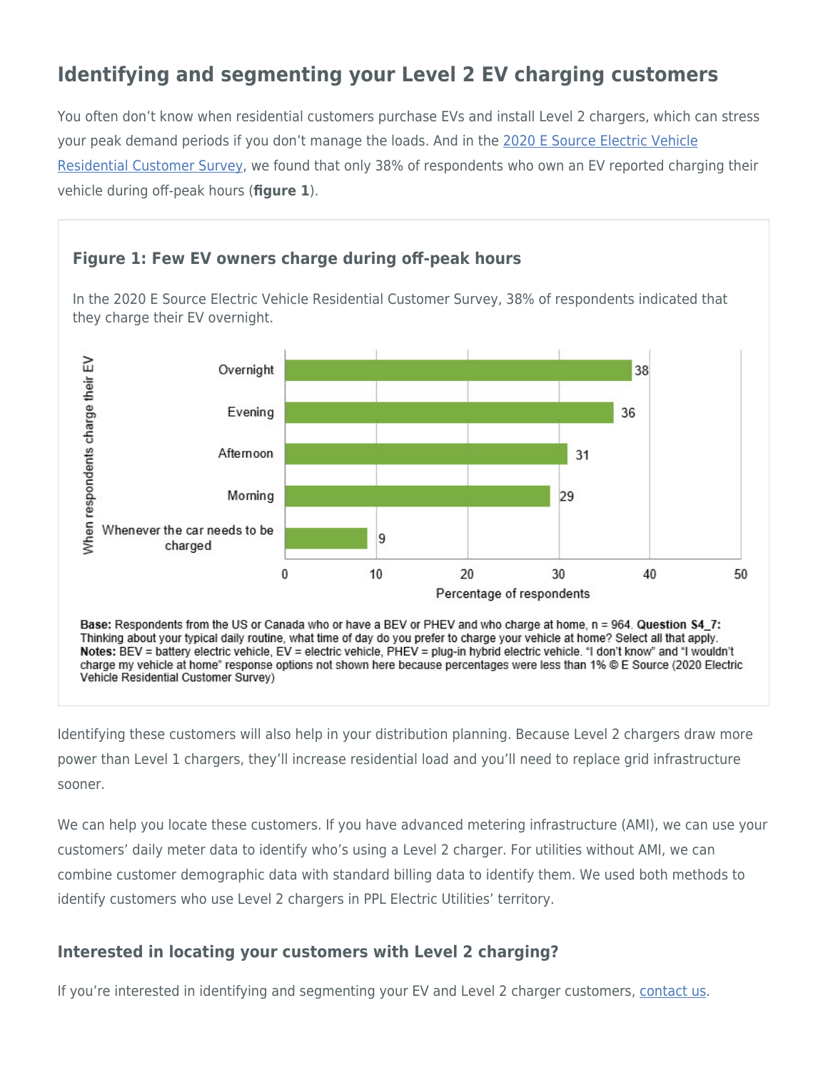## Identifying and segmenting your Level 2 EV charging customers

You often don't know when residential customers purchase EVs and install Level 2 chargers, which can stress your peak demand periods if you don't manage the loads. And in the 2020 E Source Electric Vehicle Residential Customer Survey, we found that only 38% of respondents who own an EV reported charging their vehicle during off-peak hours (**figure 1**).

### Figure 1: Few EV owners charge during off-peak hours

In the 2020 E Source Electric Vehicle Residential Customer Survey, 38% of respondents indicated that they charge their EV overnight.

| When respondents charge their EV | Percentage of respondents |
|---|---|
| Overnight | 38 |
| Evening | 36 |
| Afternoon | 31 |
| Morning | 29 |
| Whenever the car needs to be charged | 9 |

**Base:** Respondents from the US or Canada who or have a BEV or PHEV and who charge at home, n = 964. **Question S4_7:** Thinking about your typical daily routine, what time of day do you prefer to charge your vehicle at home? Select all that apply.
**Notes:** BEV = battery electric vehicle, EV = electric vehicle, PHEV = plug-in hybrid electric vehicle. "I don't know" and "I wouldn't charge my vehicle at home" response options not shown here because percentages were less than 1% © E Source (2020 Electric Vehicle Residential Customer Survey)

Identifying these customers will also help in your distribution planning. Because Level 2 chargers draw more power than Level 1 chargers, they'll increase residential load and you'll need to replace grid infrastructure sooner.

We can help you locate these customers. If you have advanced metering infrastructure (AMI), we can use your customers' daily meter data to identify who's using a Level 2 charger. For utilities without AMI, we can combine customer demographic data with standard billing data to identify them. We used both methods to identify customers who use Level 2 chargers in PPL Electric Utilities' territory.

### Interested in locating your customers with Level 2 charging?

If you're interested in identifying and segmenting your EV and Level 2 charger customers, contact us.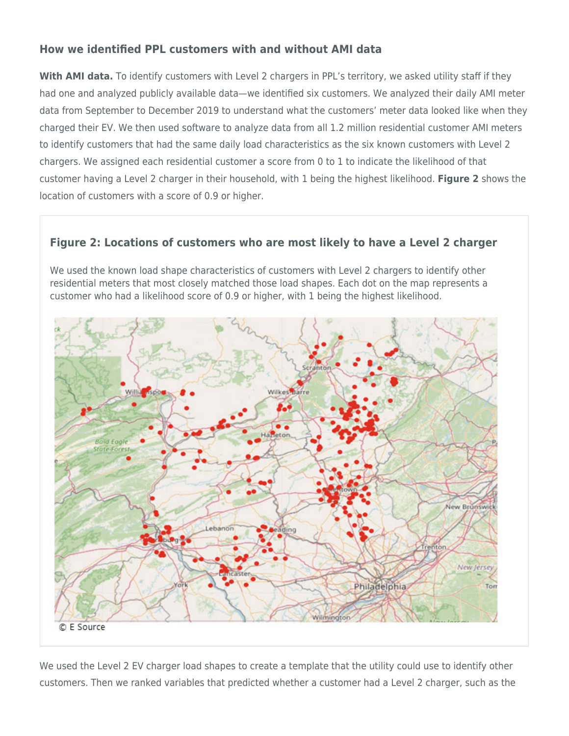### How we identified PPL customers with and without AMI data

**With AMI data.** To identify customers with Level 2 chargers in PPL's territory, we asked utility staff if they had one and analyzed publicly available data—we identified six customers. We analyzed their daily AMI meter data from September to December 2019 to understand what the customers' meter data looked like when they charged their EV. We then used software to analyze data from all 1.2 million residential customer AMI meters to identify customers that had the same daily load characteristics as the six known customers with Level 2 chargers. We assigned each residential customer a score from 0 to 1 to indicate the likelihood of that customer having a Level 2 charger in their household, with 1 being the highest likelihood. **Figure 2** shows the location of customers with a score of 0.9 or higher.

#### Figure 2: Locations of customers who are most likely to have a Level 2 charger

We used the known load shape characteristics of customers with Level 2 chargers to identify other residential meters that most closely matched those load shapes. Each dot on the map represents a customer who had a likelihood score of 0.9 or higher, with 1 being the highest likelihood.

© E Source

We used the Level 2 EV charger load shapes to create a template that the utility could use to identify other customers. Then we ranked variables that predicted whether a customer had a Level 2 charger, such as the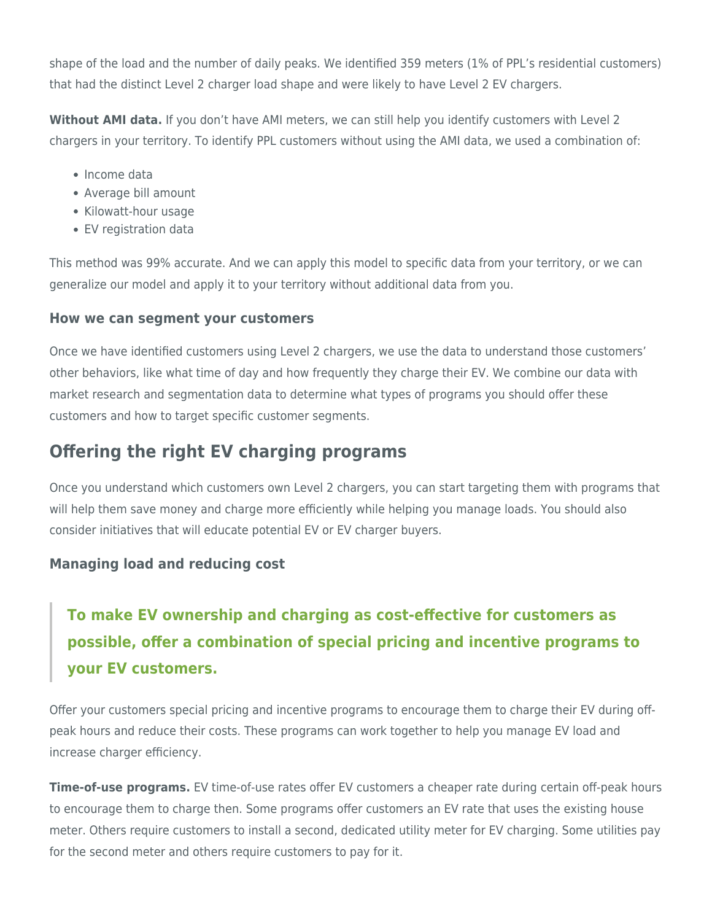shape of the load and the number of daily peaks. We identified 359 meters (1% of PPL's residential customers) that had the distinct Level 2 charger load shape and were likely to have Level 2 EV chargers.

**Without AMI data.** If you don't have AMI meters, we can still help you identify customers with Level 2 chargers in your territory. To identify PPL customers without using the AMI data, we used a combination of:

- Income data
- Average bill amount
- Kilowatt-hour usage
- EV registration data

This method was 99% accurate. And we can apply this model to specific data from your territory, or we can generalize our model and apply it to your territory without additional data from you.

### How we can segment your customers

Once we have identified customers using Level 2 chargers, we use the data to understand those customers' other behaviors, like what time of day and how frequently they charge their EV. We combine our data with market research and segmentation data to determine what types of programs you should offer these customers and how to target specific customer segments.

## Offering the right EV charging programs

Once you understand which customers own Level 2 chargers, you can start targeting them with programs that will help them save money and charge more efficiently while helping you manage loads. You should also consider initiatives that will educate potential EV or EV charger buyers.

### Managing load and reducing cost

> **To make EV ownership and charging as cost-effective for customers as possible, offer a combination of special pricing and incentive programs to your EV customers.**

Offer your customers special pricing and incentive programs to encourage them to charge their EV during off-peak hours and reduce their costs. These programs can work together to help you manage EV load and increase charger efficiency.

**Time-of-use programs.** EV time-of-use rates offer EV customers a cheaper rate during certain off-peak hours to encourage them to charge then. Some programs offer customers an EV rate that uses the existing house meter. Others require customers to install a second, dedicated utility meter for EV charging. Some utilities pay for the second meter and others require customers to pay for it.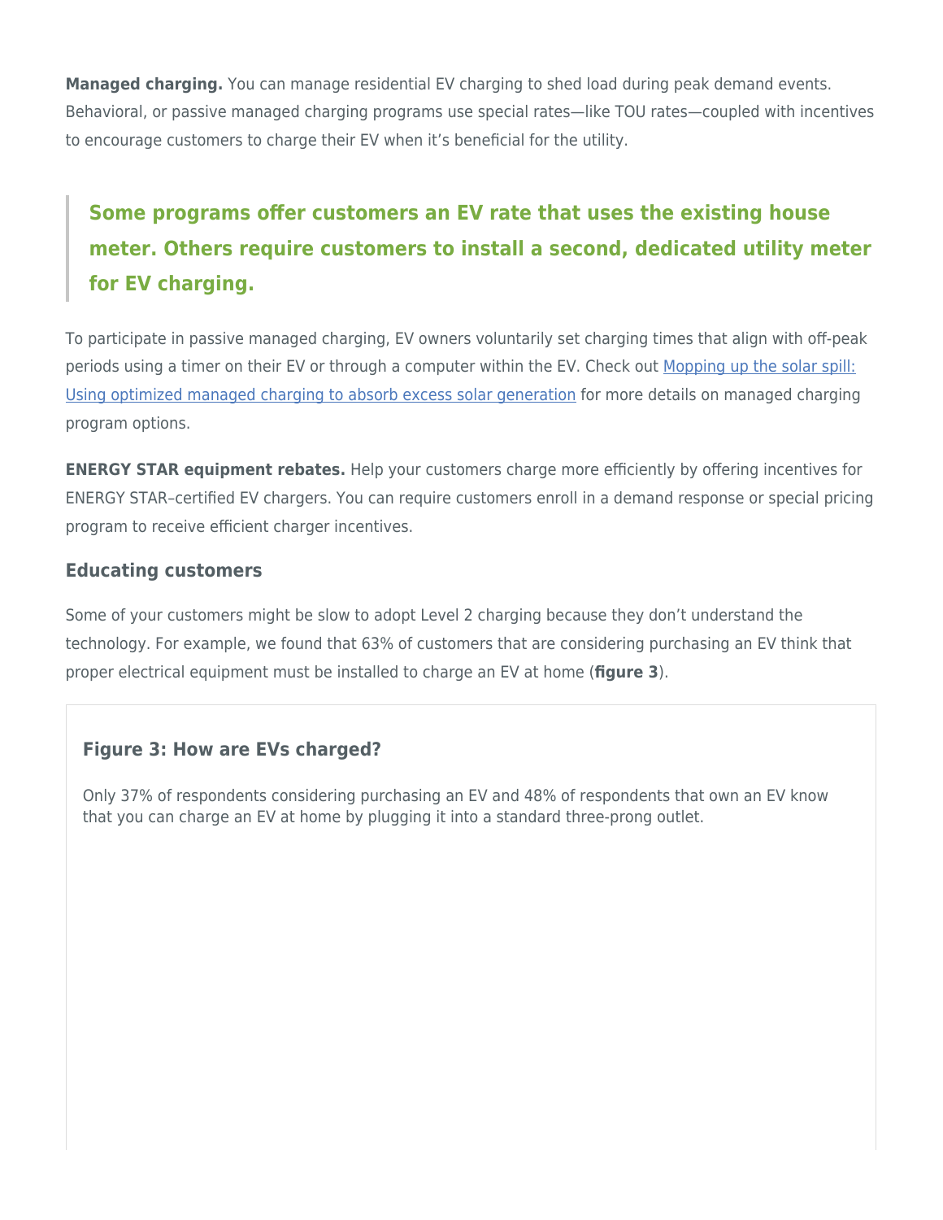**Managed charging.** You can manage residential EV charging to shed load during peak demand events. Behavioral, or passive managed charging programs use special rates—like TOU rates—coupled with incentives to encourage customers to charge their EV when it's beneficial for the utility.

> **Some programs offer customers an EV rate that uses the existing house meter. Others require customers to install a second, dedicated utility meter for EV charging.**

To participate in passive managed charging, EV owners voluntarily set charging times that align with off-peak periods using a timer on their EV or through a computer within the EV. Check out [Mopping up the solar spill: Using optimized managed charging to absorb excess solar generation] for more details on managed charging program options.

**ENERGY STAR equipment rebates.** Help your customers charge more efficiently by offering incentives for ENERGY STAR–certified EV chargers. You can require customers enroll in a demand response or special pricing program to receive efficient charger incentives.

### Educating customers

Some of your customers might be slow to adopt Level 2 charging because they don't understand the technology. For example, we found that 63% of customers that are considering purchasing an EV think that proper electrical equipment must be installed to charge an EV at home (**figure 3**).

#### Figure 3: How are EVs charged?

Only 37% of respondents considering purchasing an EV and 48% of respondents that own an EV know that you can charge an EV at home by plugging it into a standard three-prong outlet.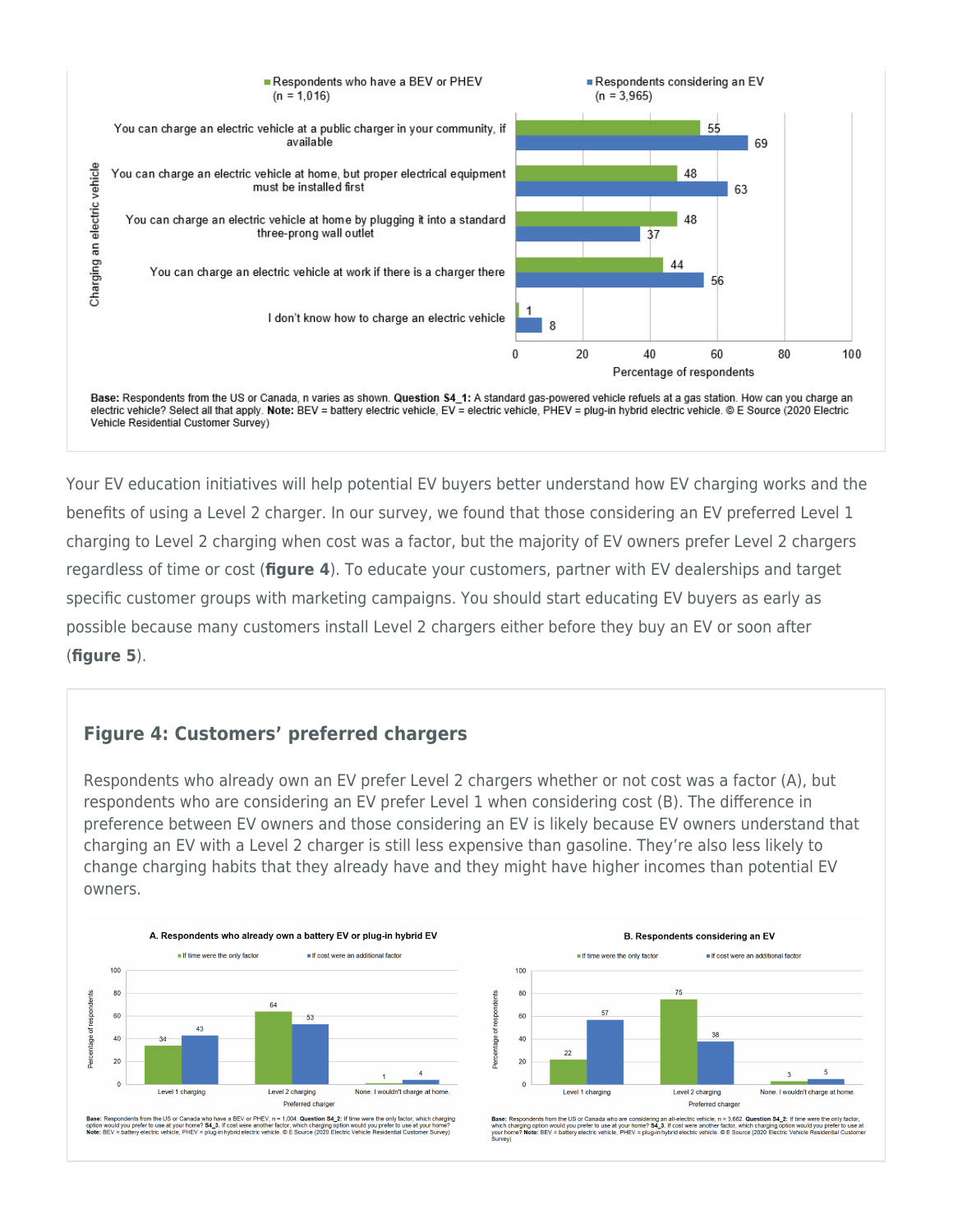| Charging an electric vehicle | Respondents who have a BEV or PHEV (n = 1,016) | Respondents considering an EV (n = 3,965) |
| --- | --- | --- |
| You can charge an electric vehicle at a public charger in your community, if available | 55 | 69 |
| You can charge an electric vehicle at home, but proper electrical equipment must be installed first | 48 | 63 |
| You can charge an electric vehicle at home by plugging it into a standard three-prong wall outlet | 48 | 37 |
| You can charge an electric vehicle at work if there is a charger there | 44 | 56 |
| I don't know how to charge an electric vehicle | 1 | 8 |

Percentage of respondents

**Base:** Respondents from the US or Canada, n varies as shown. **Question S4_1:** A standard gas-powered vehicle refuels at a gas station. How can you charge an electric vehicle? Select all that apply. **Note:** BEV = battery electric vehicle, EV = electric vehicle, PHEV = plug-in hybrid electric vehicle. © E Source (2020 Electric Vehicle Residential Customer Survey)

Your EV education initiatives will help potential EV buyers better understand how EV charging works and the benefits of using a Level 2 charger. In our survey, we found that those considering an EV preferred Level 1 charging to Level 2 charging when cost was a factor, but the majority of EV owners prefer Level 2 chargers regardless of time or cost (**figure 4**). To educate your customers, partner with EV dealerships and target specific customer groups with marketing campaigns. You should start educating EV buyers as early as possible because many customers install Level 2 chargers either before they buy an EV or soon after (**figure 5**).

### Figure 4: Customers' preferred chargers

Respondents who already own an EV prefer Level 2 chargers whether or not cost was a factor (A), but respondents who are considering an EV prefer Level 1 when considering cost (B). The difference in preference between EV owners and those considering an EV is likely because EV owners understand that charging an EV with a Level 2 charger is still less expensive than gasoline. They're also less likely to change charging habits that they already have and they might have higher incomes than potential EV owners.

**A. Respondents who already own a battery EV or plug-in hybrid EV**

| Preferred charger | If time were the only factor | If cost were an additional factor |
| --- | --- | --- |
| Level 1 charging | 34 | 43 |
| Level 2 charging | 64 | 53 |
| None. I wouldn't charge at home. | 1 | 4 |

Percentage of respondents

**Base:** Respondents from the US or Canada who have a BEV or PHEV, n = 1,004. **Question S4_2:** If time were the only factor, which charging option would you prefer to use at your home? **S4_3.** If cost were another factor, which charging option would you prefer to use at your home? **Note:** BEV = battery electric vehicle, PHEV = plug-in hybrid electric vehicle. © E Source (2020 Electric Vehicle Residential Customer Survey)

**B. Respondents considering an EV**

| Preferred charger | If time were the only factor | If cost were an additional factor |
| --- | --- | --- |
| Level 1 charging | 22 | 57 |
| Level 2 charging | 75 | 38 |
| None. I wouldn't charge at home. | 3 | 5 |

Percentage of respondents

**Base:** Respondents from the US or Canada who are considering an all-electric vehicle, n = 3,662. **Question S4_2:** If time were the only factor, which charging option would you prefer to use at your home? **S4_3.** If cost were another factor, which charging option would you prefer to use at your home? **Note:** BEV = battery electric vehicle, PHEV = plug-in hybrid electric vehicle. © E Source (2020 Electric Vehicle Residential Customer Survey)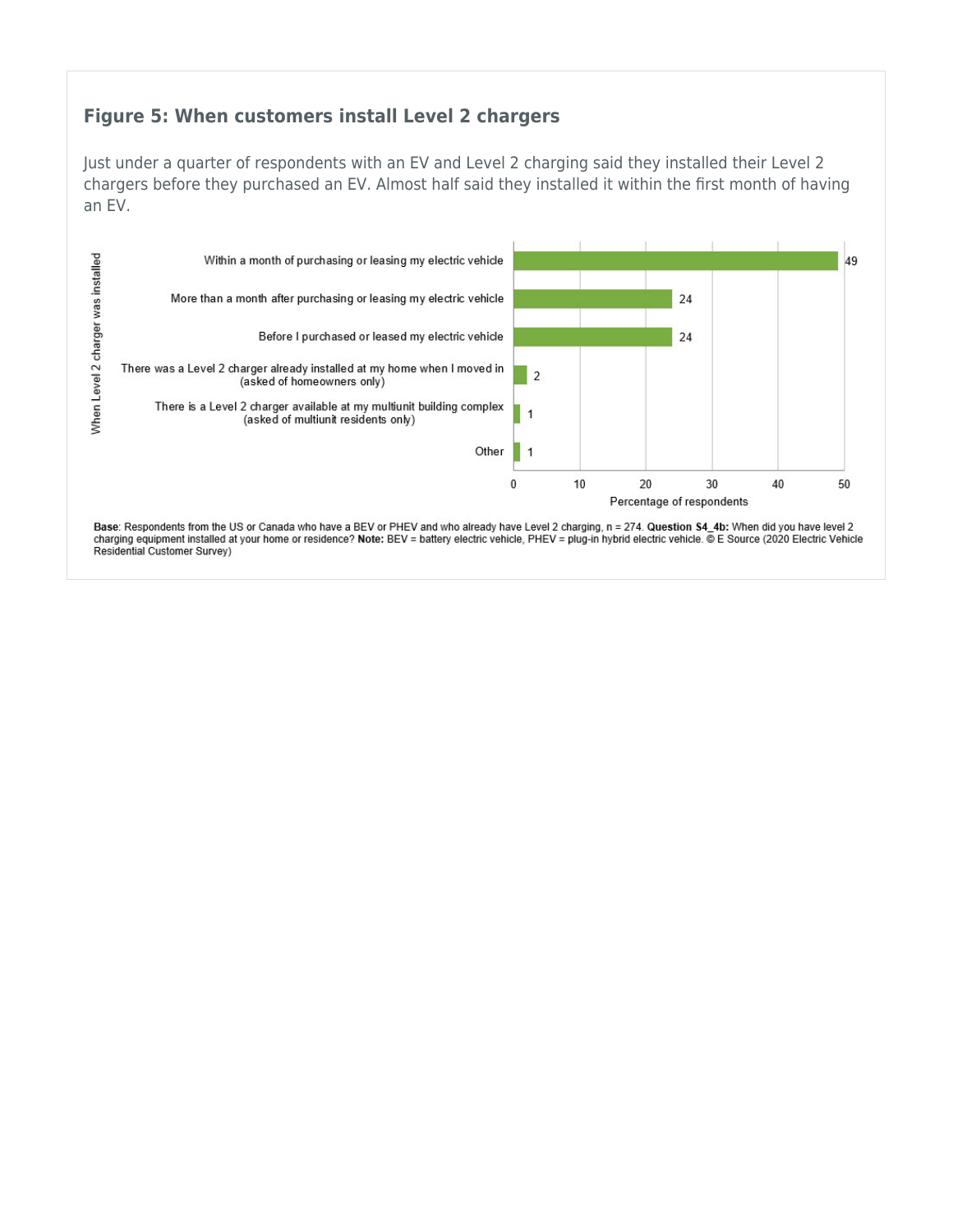### Figure 5: When customers install Level 2 chargers

Just under a quarter of respondents with an EV and Level 2 charging said they installed their Level 2 chargers before they purchased an EV. Almost half said they installed it within the first month of having an EV.

When Level 2 charger was installed

Within a month of purchasing or leasing my electric vehicle 49

More than a month after purchasing or leasing my electric vehicle 24

Before I purchased or leased my electric vehicle 24

There was a Level 2 charger already installed at my home when I moved in (asked of homeowners only) 2

There is a Level 2 charger available at my multiunit building complex (asked of multiunit residents only) 1

Other 1

0 10 20 30 40 50

Percentage of respondents

**Base**: Respondents from the US or Canada who have a BEV or PHEV and who already have Level 2 charging, n = 274. **Question S4_4b:** When did you have level 2 charging equipment installed at your home or residence? **Note:** BEV = battery electric vehicle, PHEV = plug-in hybrid electric vehicle. © E Source (2020 Electric Vehicle Residential Customer Survey)